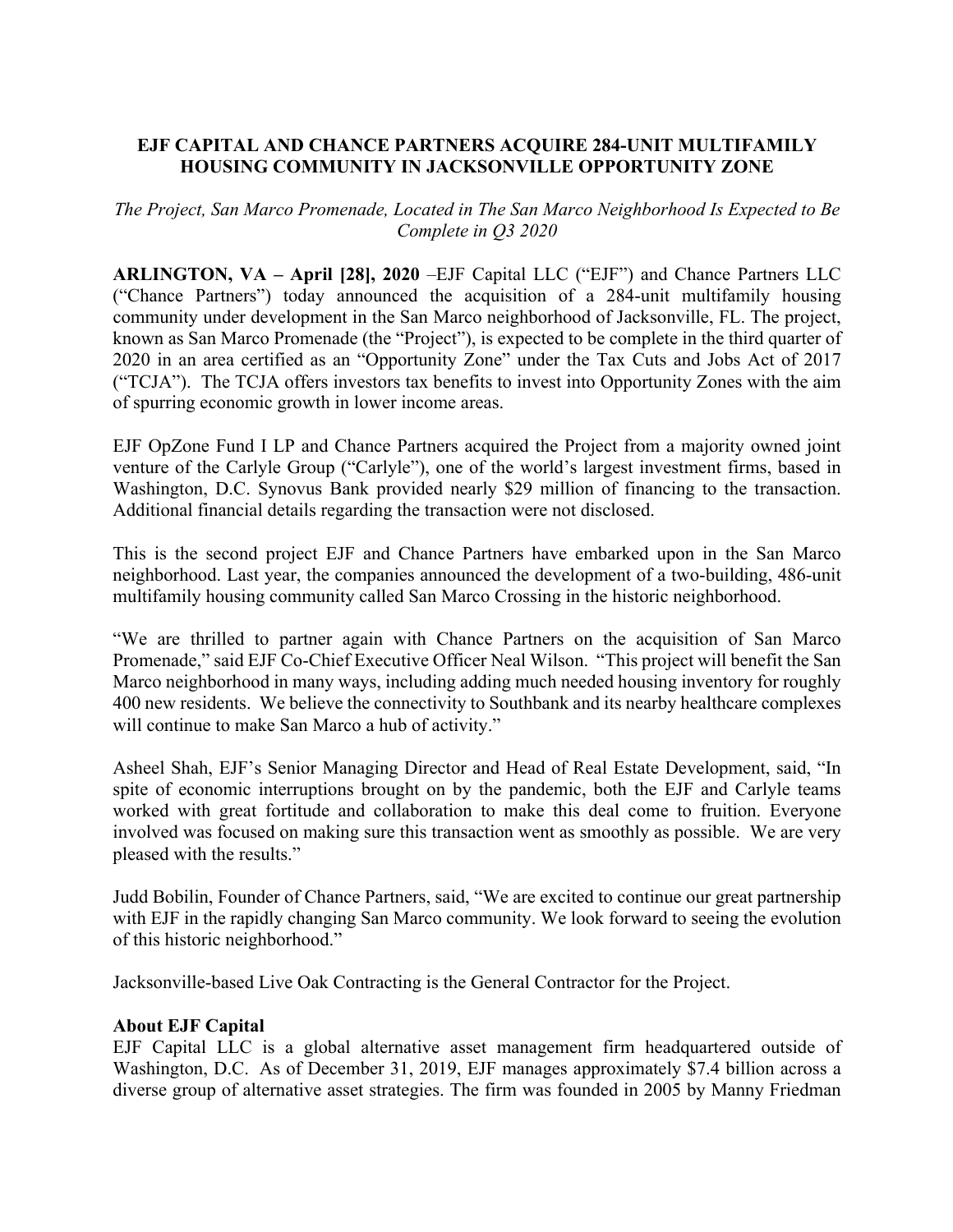**EJF CAPITAL AND CHANCE PARTNERS ACQUIRE 284-UNIT MULTIFAMILY HOUSING COMMUNITY IN JACKSONVILLE OPPORTUNITY ZONE**

*The Project, San Marco Promenade, Located in The San Marco Neighborhood Is Expected to Be Complete in Q3 2020*

**ARLINGTON, VA – April [28], 2020** –EJF Capital LLC ("EJF") and Chance Partners LLC ("Chance Partners") today announced the acquisition of a 284-unit multifamily housing community under development in the San Marco neighborhood of Jacksonville, FL. The project, known as San Marco Promenade (the "Project"), is expected to be complete in the third quarter of 2020 in an area certified as an "Opportunity Zone" under the Tax Cuts and Jobs Act of 2017 ("TCJA"). The TCJA offers investors tax benefits to invest into Opportunity Zones with the aim of spurring economic growth in lower income areas.

EJF OpZone Fund I LP and Chance Partners acquired the Project from a majority owned joint venture of the Carlyle Group ("Carlyle"), one of the world's largest investment firms, based in Washington, D.C. Synovus Bank provided nearly $29 million of financing to the transaction. Additional financial details regarding the transaction were not disclosed.

This is the second project EJF and Chance Partners have embarked upon in the San Marco neighborhood. Last year, the companies announced the development of a two-building, 486-unit multifamily housing community called San Marco Crossing in the historic neighborhood.

"We are thrilled to partner again with Chance Partners on the acquisition of San Marco Promenade," said EJF Co-Chief Executive Officer Neal Wilson. "This project will benefit the San Marco neighborhood in many ways, including adding much needed housing inventory for roughly 400 new residents. We believe the connectivity to Southbank and its nearby healthcare complexes will continue to make San Marco a hub of activity."

Asheel Shah, EJF's Senior Managing Director and Head of Real Estate Development, said, "In spite of economic interruptions brought on by the pandemic, both the EJF and Carlyle teams worked with great fortitude and collaboration to make this deal come to fruition. Everyone involved was focused on making sure this transaction went as smoothly as possible. We are very pleased with the results."

Judd Bobilin, Founder of Chance Partners, said, "We are excited to continue our great partnership with EJF in the rapidly changing San Marco community. We look forward to seeing the evolution of this historic neighborhood."

Jacksonville-based Live Oak Contracting is the General Contractor for the Project.

**About EJF Capital**

EJF Capital LLC is a global alternative asset management firm headquartered outside of Washington, D.C. As of December 31, 2019, EJF manages approximately $7.4 billion across a diverse group of alternative asset strategies. The firm was founded in 2005 by Manny Friedman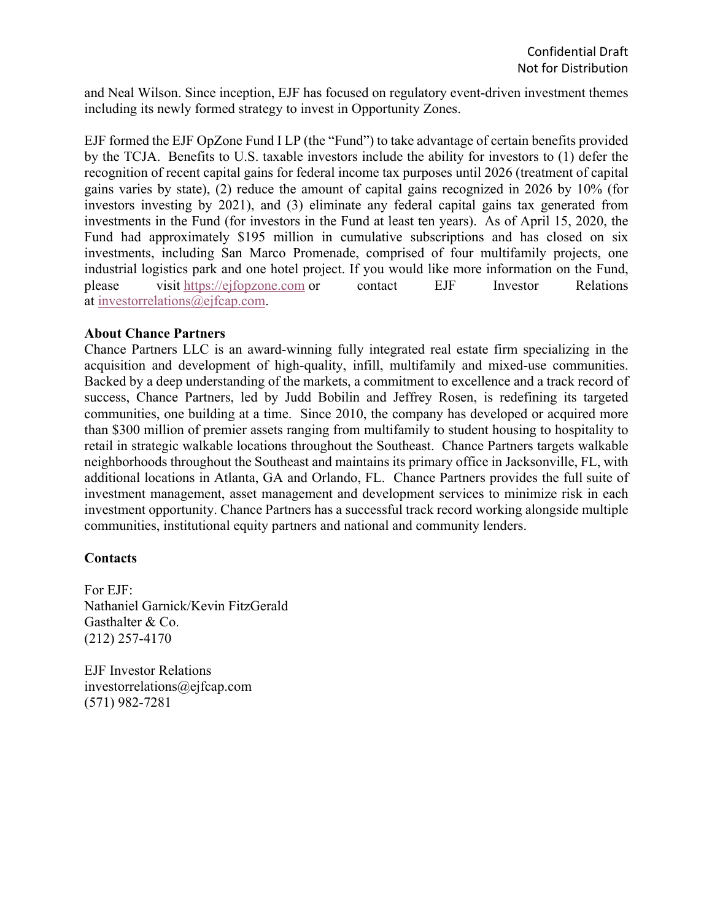and Neal Wilson. Since inception, EJF has focused on regulatory event-driven investment themes including its newly formed strategy to invest in Opportunity Zones.

EJF formed the EJF OpZone Fund I LP (the "Fund") to take advantage of certain benefits provided by the TCJA. Benefits to U.S. taxable investors include the ability for investors to (1) defer the recognition of recent capital gains for federal income tax purposes until 2026 (treatment of capital gains varies by state), (2) reduce the amount of capital gains recognized in 2026 by 10% (for investors investing by 2021), and (3) eliminate any federal capital gains tax generated from investments in the Fund (for investors in the Fund at least ten years). As of April 15, 2020, the Fund had approximately $195 million in cumulative subscriptions and has closed on six investments, including San Marco Promenade, comprised of four multifamily projects, one industrial logistics park and one hotel project. If you would like more information on the Fund, please visit https://ejfopzone.com or contact EJF Investor Relations at investorrelations@ejfcap.com.

**About Chance Partners**

Chance Partners LLC is an award-winning fully integrated real estate firm specializing in the acquisition and development of high-quality, infill, multifamily and mixed-use communities. Backed by a deep understanding of the markets, a commitment to excellence and a track record of success, Chance Partners, led by Judd Bobilin and Jeffrey Rosen, is redefining its targeted communities, one building at a time. Since 2010, the company has developed or acquired more than $300 million of premier assets ranging from multifamily to student housing to hospitality to retail in strategic walkable locations throughout the Southeast. Chance Partners targets walkable neighborhoods throughout the Southeast and maintains its primary office in Jacksonville, FL, with additional locations in Atlanta, GA and Orlando, FL. Chance Partners provides the full suite of investment management, asset management and development services to minimize risk in each investment opportunity. Chance Partners has a successful track record working alongside multiple communities, institutional equity partners and national and community lenders.

**Contacts**

For EJF:
Nathaniel Garnick/Kevin FitzGerald
Gasthalter & Co.
(212) 257-4170

EJF Investor Relations
investorrelations@ejfcap.com
(571) 982-7281